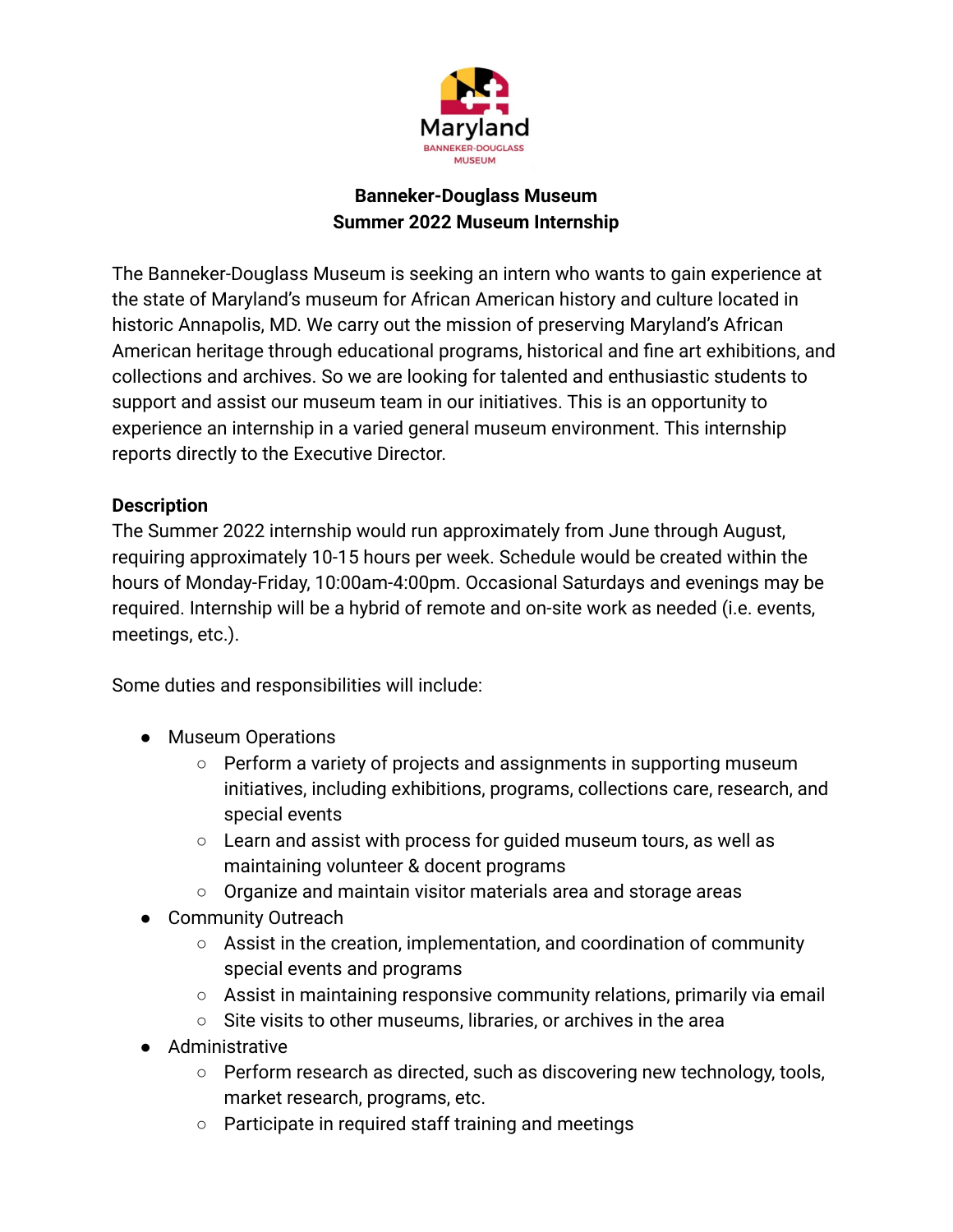Maryland

BANNEKER-DOUGLASS MUSEUM

**Banneker-Douglass Museum**
**Summer 2022 Museum Internship**

The Banneker-Douglass Museum is seeking an intern who wants to gain experience at the state of Maryland's museum for African American history and culture located in historic Annapolis, MD. We carry out the mission of preserving Maryland's African American heritage through educational programs, historical and fine art exhibitions, and collections and archives. So we are looking for talented and enthusiastic students to support and assist our museum team in our initiatives. This is an opportunity to experience an internship in a varied general museum environment. This internship reports directly to the Executive Director.

**Description**

The Summer 2022 internship would run approximately from June through August, requiring approximately 10-15 hours per week. Schedule would be created within the hours of Monday-Friday, 10:00am-4:00pm. Occasional Saturdays and evenings may be required. Internship will be a hybrid of remote and on-site work as needed (i.e. events, meetings, etc.).

Some duties and responsibilities will include:

- Museum Operations
  - Perform a variety of projects and assignments in supporting museum initiatives, including exhibitions, programs, collections care, research, and special events
  - Learn and assist with process for guided museum tours, as well as maintaining volunteer & docent programs
  - Organize and maintain visitor materials area and storage areas
- Community Outreach
  - Assist in the creation, implementation, and coordination of community special events and programs
  - Assist in maintaining responsive community relations, primarily via email
  - Site visits to other museums, libraries, or archives in the area
- Administrative
  - Perform research as directed, such as discovering new technology, tools, market research, programs, etc.
  - Participate in required staff training and meetings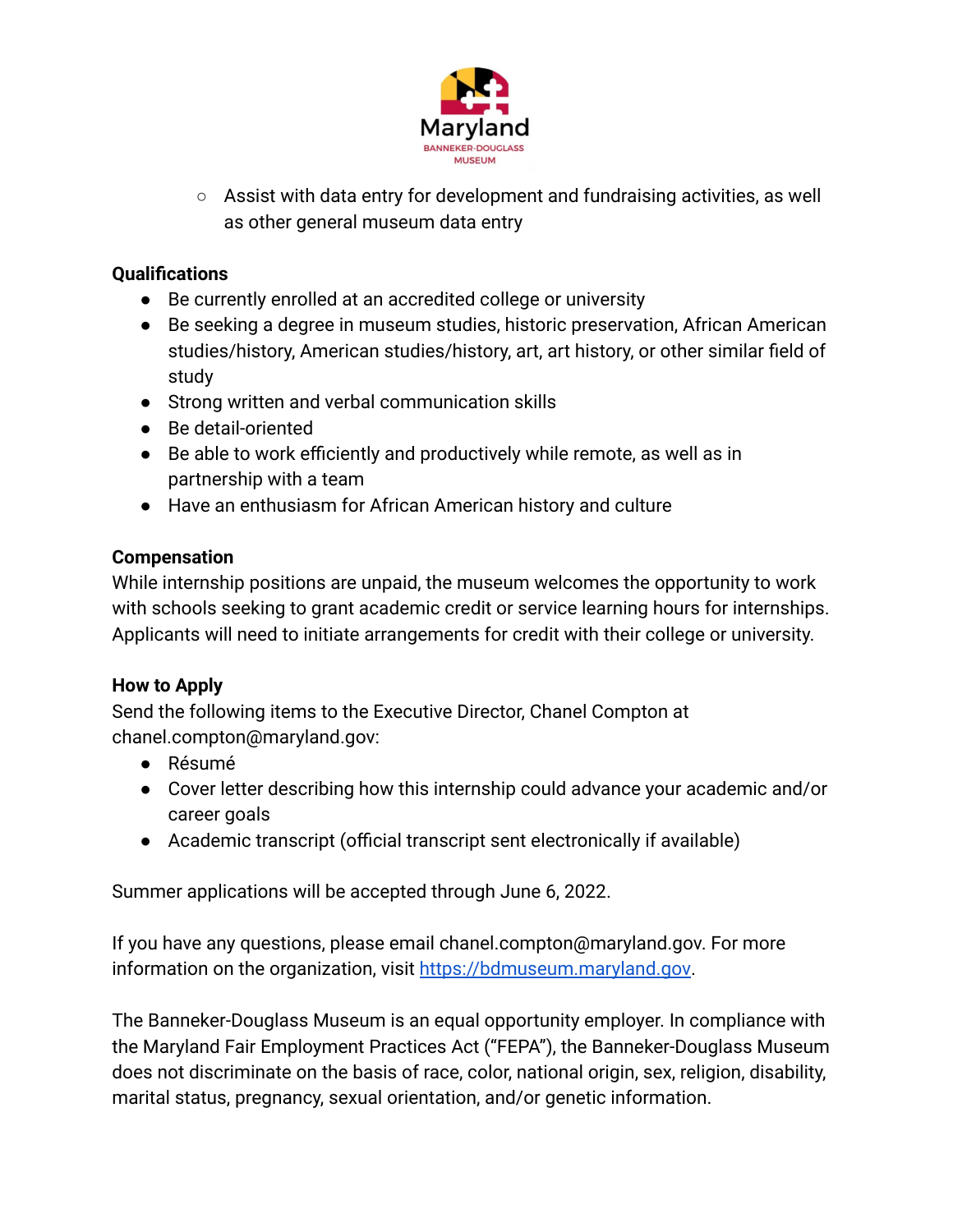- Assist with data entry for development and fundraising activities, as well as other general museum data entry

**Qualifications**

- Be currently enrolled at an accredited college or university
- Be seeking a degree in museum studies, historic preservation, African American studies/history, American studies/history, art, art history, or other similar field of study
- Strong written and verbal communication skills
- Be detail-oriented
- Be able to work efficiently and productively while remote, as well as in partnership with a team
- Have an enthusiasm for African American history and culture

**Compensation**

While internship positions are unpaid, the museum welcomes the opportunity to work with schools seeking to grant academic credit or service learning hours for internships. Applicants will need to initiate arrangements for credit with their college or university.

**How to Apply**

Send the following items to the Executive Director, Chanel Compton at chanel.compton@maryland.gov:

- Résumé
- Cover letter describing how this internship could advance your academic and/or career goals
- Academic transcript (official transcript sent electronically if available)

Summer applications will be accepted through June 6, 2022.

If you have any questions, please email chanel.compton@maryland.gov. For more information on the organization, visit [https://bdmuseum.maryland.gov](https://bdmuseum.maryland.gov).

The Banneker-Douglass Museum is an equal opportunity employer. In compliance with the Maryland Fair Employment Practices Act ("FEPA"), the Banneker-Douglass Museum does not discriminate on the basis of race, color, national origin, sex, religion, disability, marital status, pregnancy, sexual orientation, and/or genetic information.